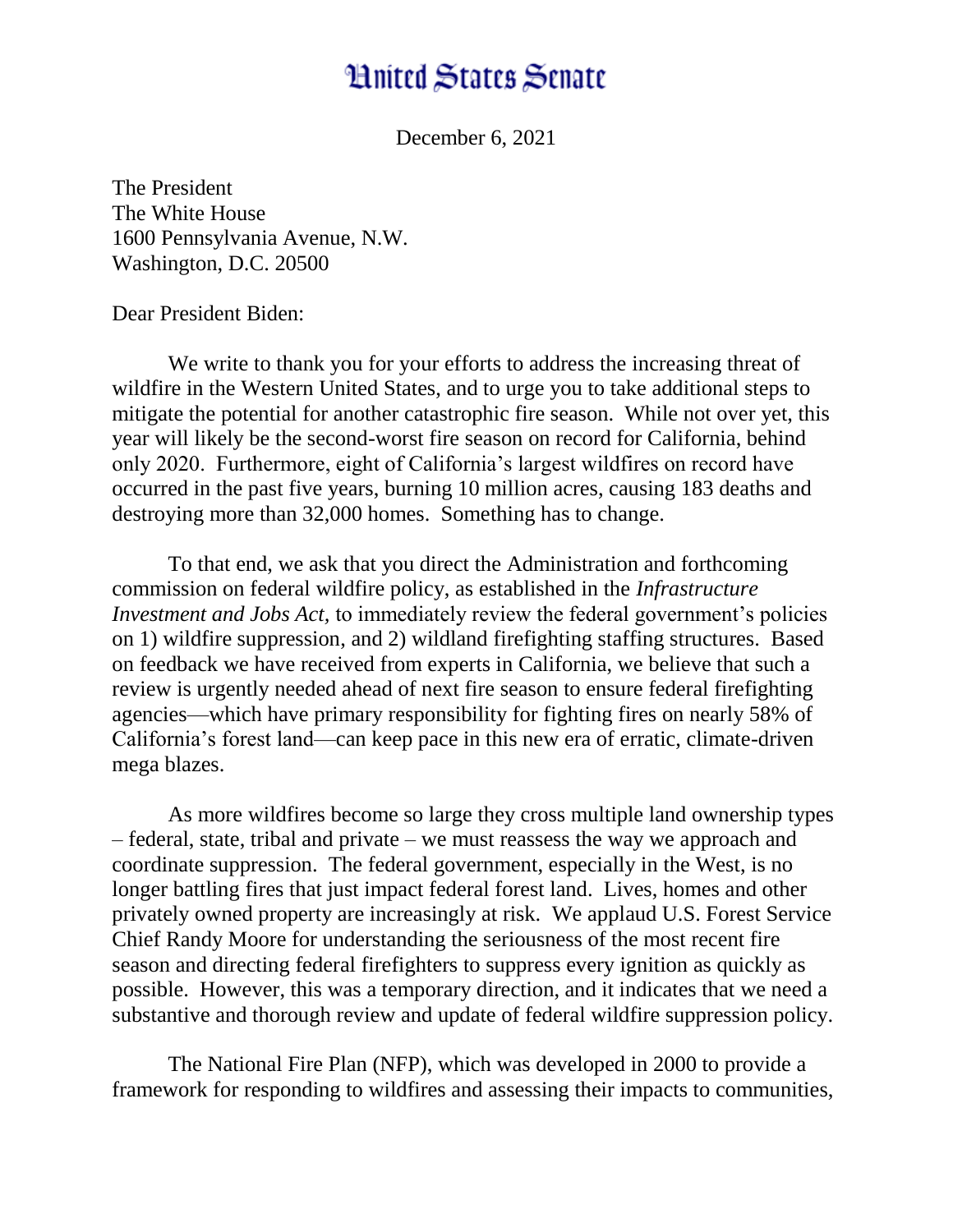# United States Senate

December 6, 2021

The President
The White House
1600 Pennsylvania Avenue, N.W.
Washington, D.C. 20500

Dear President Biden:

We write to thank you for your efforts to address the increasing threat of wildfire in the Western United States, and to urge you to take additional steps to mitigate the potential for another catastrophic fire season. While not over yet, this year will likely be the second-worst fire season on record for California, behind only 2020. Furthermore, eight of California's largest wildfires on record have occurred in the past five years, burning 10 million acres, causing 183 deaths and destroying more than 32,000 homes. Something has to change.

To that end, we ask that you direct the Administration and forthcoming commission on federal wildfire policy, as established in the *Infrastructure Investment and Jobs Act,* to immediately review the federal government's policies on 1) wildfire suppression, and 2) wildland firefighting staffing structures. Based on feedback we have received from experts in California, we believe that such a review is urgently needed ahead of next fire season to ensure federal firefighting agencies—which have primary responsibility for fighting fires on nearly 58% of California's forest land—can keep pace in this new era of erratic, climate-driven mega blazes.

As more wildfires become so large they cross multiple land ownership types – federal, state, tribal and private – we must reassess the way we approach and coordinate suppression. The federal government, especially in the West, is no longer battling fires that just impact federal forest land. Lives, homes and other privately owned property are increasingly at risk. We applaud U.S. Forest Service Chief Randy Moore for understanding the seriousness of the most recent fire season and directing federal firefighters to suppress every ignition as quickly as possible. However, this was a temporary direction, and it indicates that we need a substantive and thorough review and update of federal wildfire suppression policy.

The National Fire Plan (NFP), which was developed in 2000 to provide a framework for responding to wildfires and assessing their impacts to communities,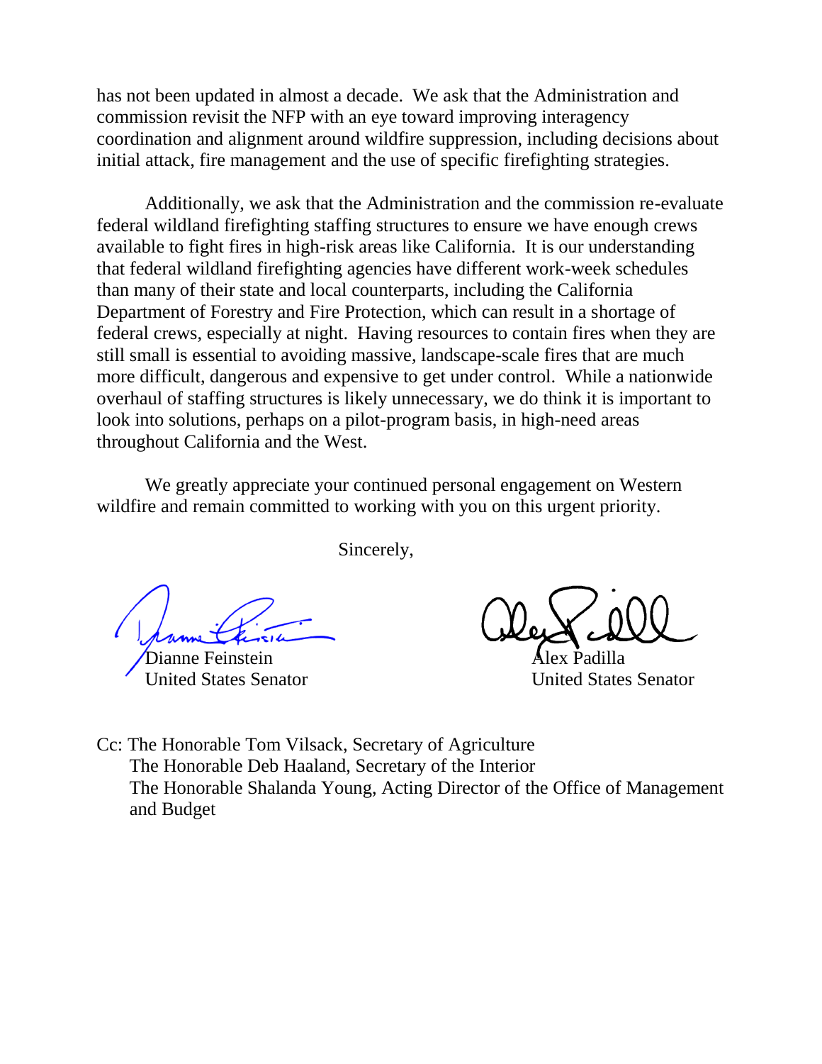has not been updated in almost a decade. We ask that the Administration and commission revisit the NFP with an eye toward improving interagency coordination and alignment around wildfire suppression, including decisions about initial attack, fire management and the use of specific firefighting strategies.

Additionally, we ask that the Administration and the commission re-evaluate federal wildland firefighting staffing structures to ensure we have enough crews available to fight fires in high-risk areas like California. It is our understanding that federal wildland firefighting agencies have different work-week schedules than many of their state and local counterparts, including the California Department of Forestry and Fire Protection, which can result in a shortage of federal crews, especially at night. Having resources to contain fires when they are still small is essential to avoiding massive, landscape-scale fires that are much more difficult, dangerous and expensive to get under control. While a nationwide overhaul of staffing structures is likely unnecessary, we do think it is important to look into solutions, perhaps on a pilot-program basis, in high-need areas throughout California and the West.

We greatly appreciate your continued personal engagement on Western wildfire and remain committed to working with you on this urgent priority.

Sincerely,

Dianne Feinstein
United States Senator

Alex Padilla
United States Senator

Cc: The Honorable Tom Vilsack, Secretary of Agriculture
The Honorable Deb Haaland, Secretary of the Interior
The Honorable Shalanda Young, Acting Director of the Office of Management and Budget